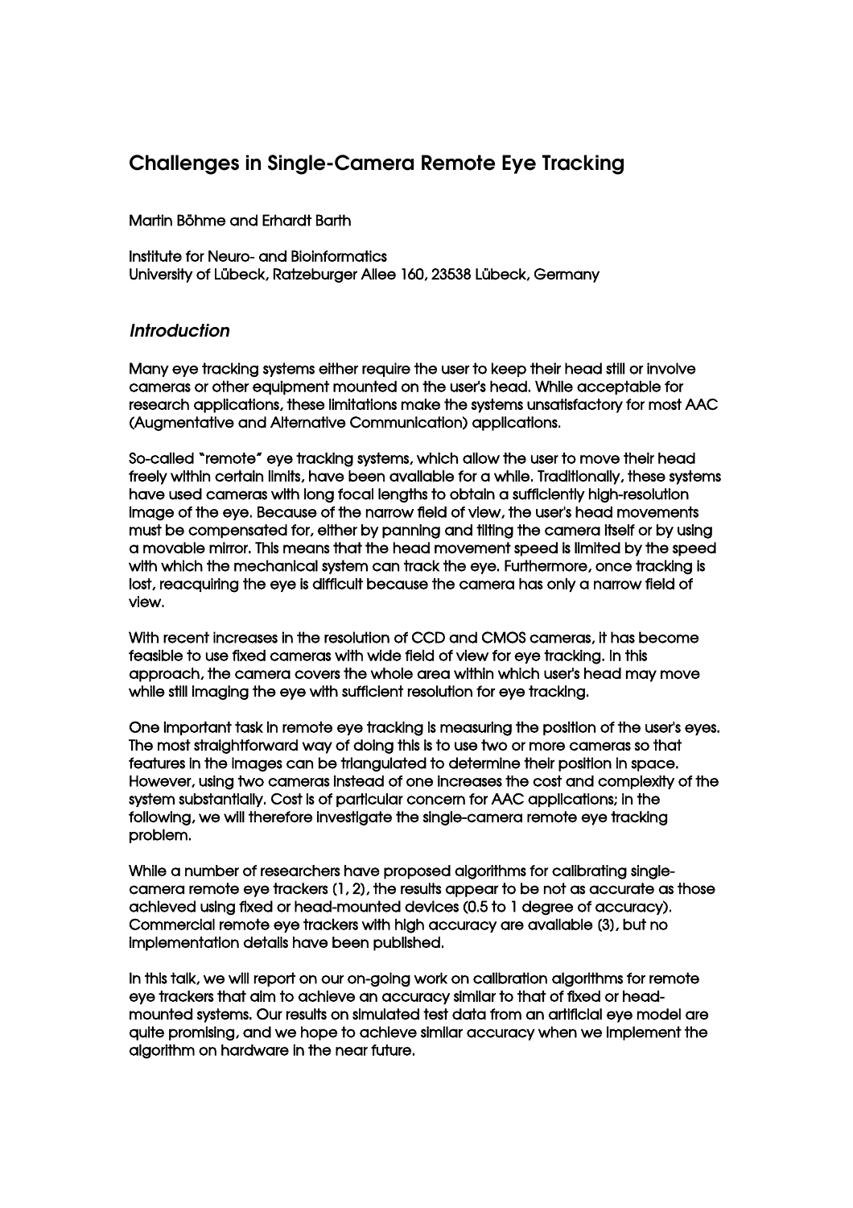# Challenges in Single-Camera Remote Eye Tracking

Martin Böhme and Erhardt Barth

Institute for Neuro- and Bioinformatics
University of Lübeck, Ratzeburger Allee 160, 23538 Lübeck, Germany

## *Introduction*

Many eye tracking systems either require the user to keep their head still or involve cameras or other equipment mounted on the user's head. While acceptable for research applications, these limitations make the systems unsatisfactory for most AAC (Augmentative and Alternative Communication) applications.

So-called "remote" eye tracking systems, which allow the user to move their head freely within certain limits, have been available for a while. Traditionally, these systems have used cameras with long focal lengths to obtain a sufficiently high-resolution image of the eye. Because of the narrow field of view, the user's head movements must be compensated for, either by panning and tilting the camera itself or by using a movable mirror. This means that the head movement speed is limited by the speed with which the mechanical system can track the eye. Furthermore, once tracking is lost, reacquiring the eye is difficult because the camera has only a narrow field of view.

With recent increases in the resolution of CCD and CMOS cameras, it has become feasible to use fixed cameras with wide field of view for eye tracking. In this approach, the camera covers the whole area within which user's head may move while still imaging the eye with sufficient resolution for eye tracking.

One important task in remote eye tracking is measuring the position of the user's eyes. The most straightforward way of doing this is to use two or more cameras so that features in the images can be triangulated to determine their position in space. However, using two cameras instead of one increases the cost and complexity of the system substantially. Cost is of particular concern for AAC applications; in the following, we will therefore investigate the single-camera remote eye tracking problem.

While a number of researchers have proposed algorithms for calibrating single-camera remote eye trackers (1, 2), the results appear to be not as accurate as those achieved using fixed or head-mounted devices (0.5 to 1 degree of accuracy). Commercial remote eye trackers with high accuracy are available (3), but no implementation details have been published.

In this talk, we will report on our on-going work on calibration algorithms for remote eye trackers that aim to achieve an accuracy similar to that of fixed or head-mounted systems. Our results on simulated test data from an artificial eye model are quite promising, and we hope to achieve similar accuracy when we implement the algorithm on hardware in the near future.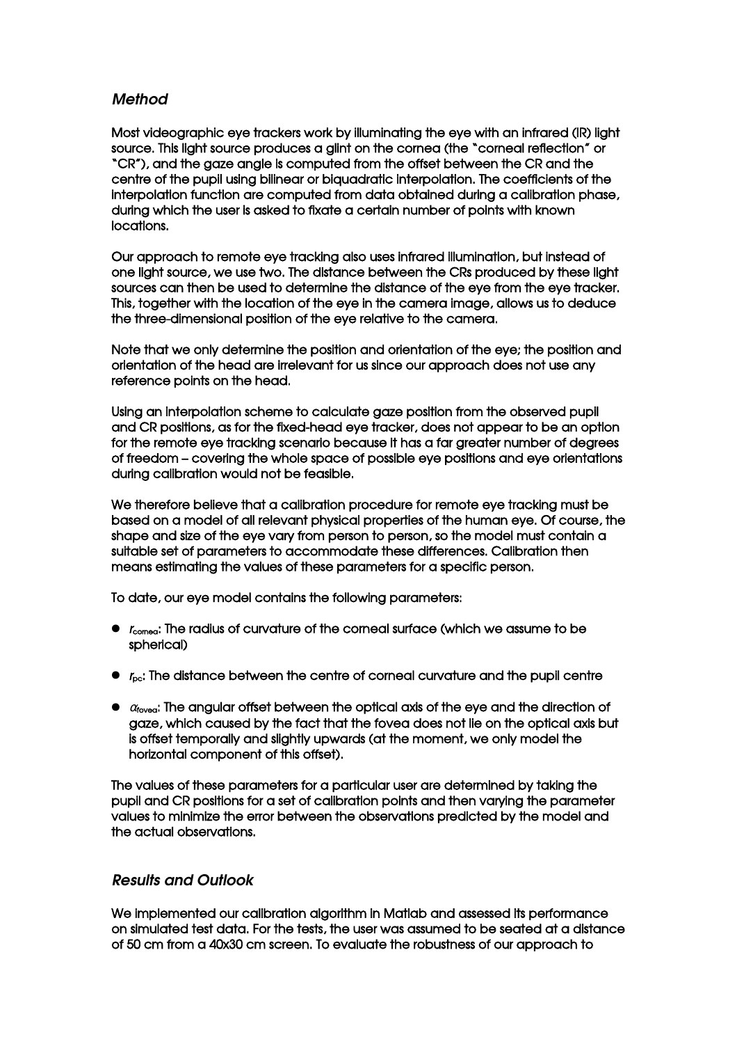## *Method*

Most videographic eye trackers work by illuminating the eye with an infrared (IR) light source. This light source produces a glint on the cornea (the "corneal reflection" or "CR"), and the gaze angle is computed from the offset between the CR and the centre of the pupil using bilinear or biquadratic interpolation. The coefficients of the interpolation function are computed from data obtained during a calibration phase, during which the user is asked to fixate a certain number of points with known locations.

Our approach to remote eye tracking also uses infrared illumination, but instead of one light source, we use two. The distance between the CRs produced by these light sources can then be used to determine the distance of the eye from the eye tracker. This, together with the location of the eye in the camera image, allows us to deduce the three-dimensional position of the eye relative to the camera.

Note that we only determine the position and orientation of the eye; the position and orientation of the head are irrelevant for us since our approach does not use any reference points on the head.

Using an interpolation scheme to calculate gaze position from the observed pupil and CR positions, as for the fixed-head eye tracker, does not appear to be an option for the remote eye tracking scenario because it has a far greater number of degrees of freedom – covering the whole space of possible eye positions and eye orientations during calibration would not be feasible.

We therefore believe that a calibration procedure for remote eye tracking must be based on a model of all relevant physical properties of the human eye. Of course, the shape and size of the eye vary from person to person, so the model must contain a suitable set of parameters to accommodate these differences. Calibration then means estimating the values of these parameters for a specific person.

To date, our eye model contains the following parameters:

- $r_{cornea}$: The radius of curvature of the corneal surface (which we assume to be spherical)
- $r_{pc}$: The distance between the centre of corneal curvature and the pupil centre
- $\alpha_{fovea}$: The angular offset between the optical axis of the eye and the direction of gaze, which caused by the fact that the fovea does not lie on the optical axis but is offset temporally and slightly upwards (at the moment, we only model the horizontal component of this offset).

The values of these parameters for a particular user are determined by taking the pupil and CR positions for a set of calibration points and then varying the parameter values to minimize the error between the observations predicted by the model and the actual observations.

## *Results and Outlook*

We implemented our calibration algorithm in Matlab and assessed its performance on simulated test data. For the tests, the user was assumed to be seated at a distance of 50 cm from a 40x30 cm screen. To evaluate the robustness of our approach to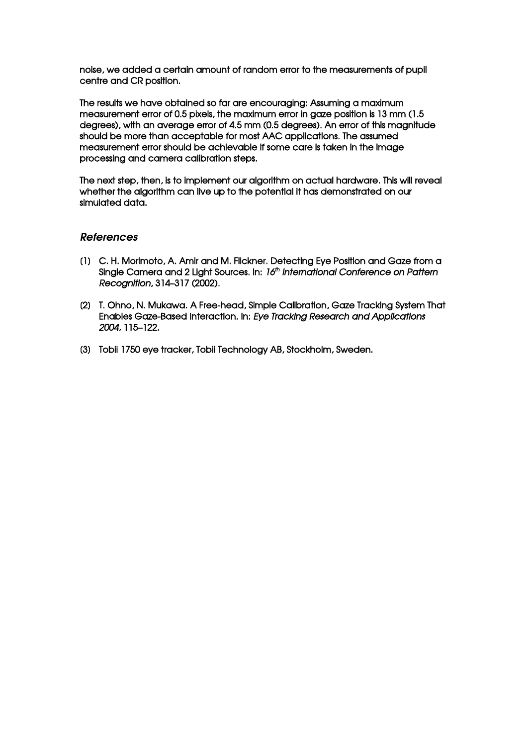noise, we added a certain amount of random error to the measurements of pupil centre and CR position.

The results we have obtained so far are encouraging: Assuming a maximum measurement error of 0.5 pixels, the maximum error in gaze position is 13 mm (1.5 degrees), with an average error of 4.5 mm (0.5 degrees). An error of this magnitude should be more than acceptable for most AAC applications. The assumed measurement error should be achievable if some care is taken in the image processing and camera calibration steps.

The next step, then, is to implement our algorithm on actual hardware. This will reveal whether the algorithm can live up to the potential it has demonstrated on our simulated data.

## *References*

(1) C. H. Morimoto, A. Amir and M. Flickner. Detecting Eye Position and Gaze from a Single Camera and 2 Light Sources. In: *16th International Conference on Pattern Recognition*, 314–317 (2002).

(2) T. Ohno, N. Mukawa. A Free-head, Simple Calibration, Gaze Tracking System That Enables Gaze-Based Interaction. In: *Eye Tracking Research and Applications 2004*, 115–122.

(3) Tobii 1750 eye tracker, Tobii Technology AB, Stockholm, Sweden.